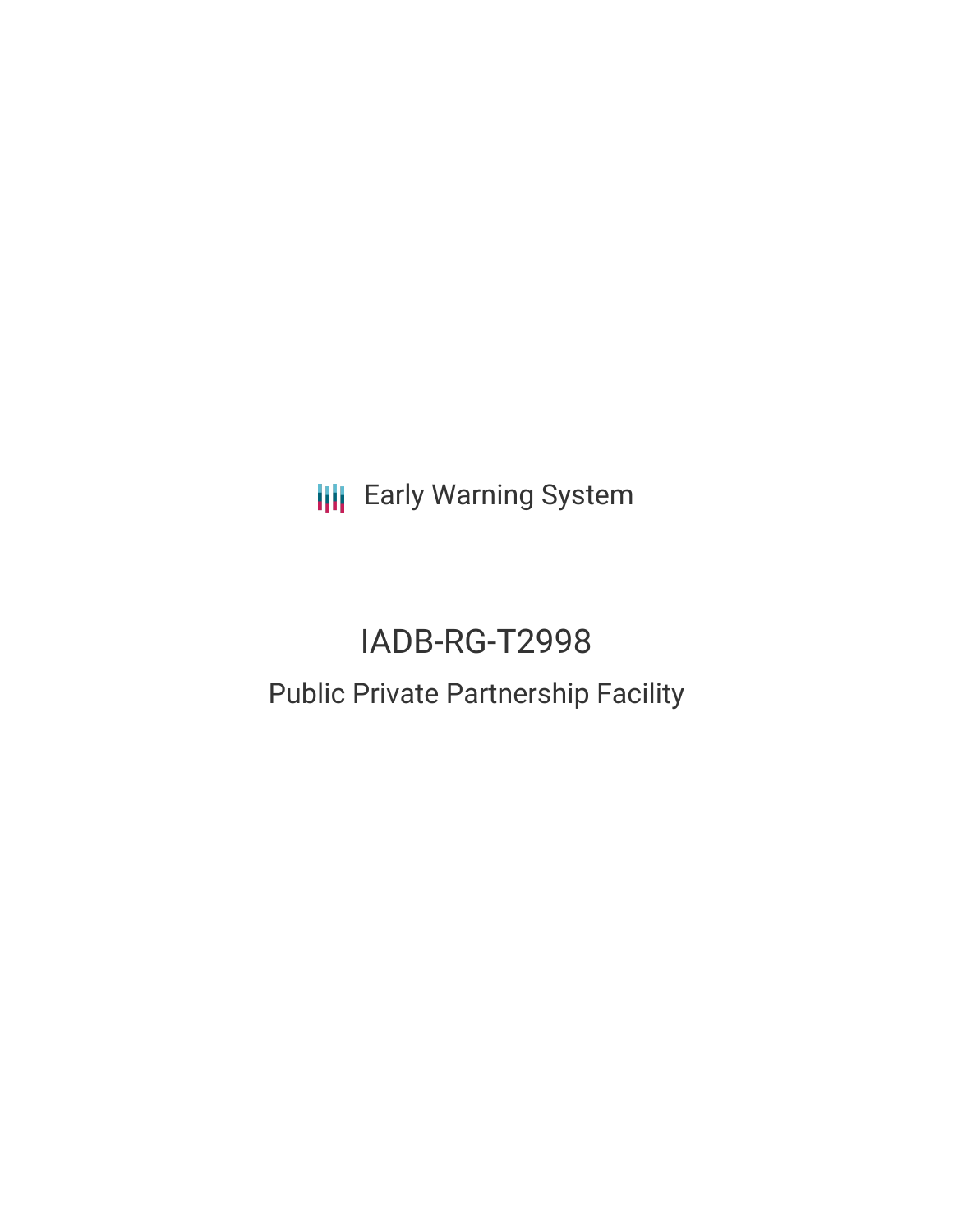Early Warning System

# IADB-RG-T2998

## Public Private Partnership Facility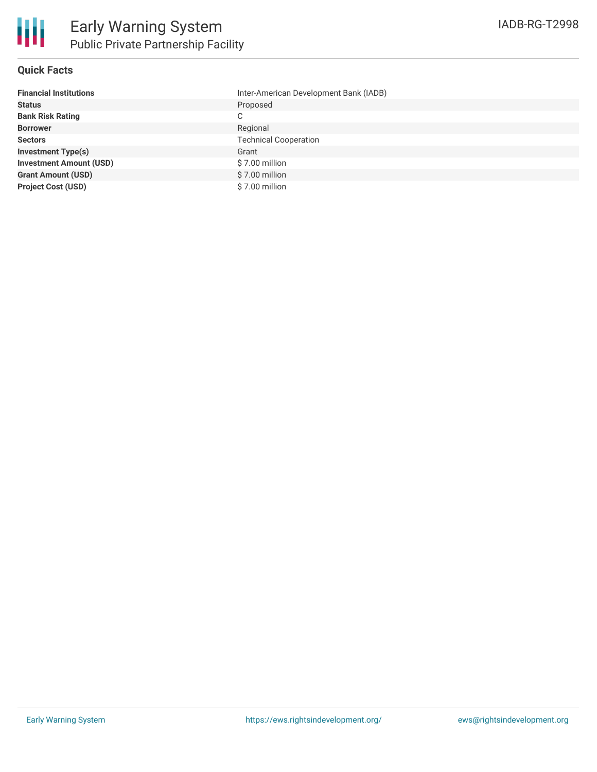# Early Warning System

## Public Private Partnership Facility

IADB-RG-T2998

### Quick Facts

| | |
|---|---|
| **Financial Institutions** | Inter-American Development Bank (IADB) |
| **Status** | Proposed |
| **Bank Risk Rating** | C |
| **Borrower** | Regional |
| **Sectors** | Technical Cooperation |
| **Investment Type(s)** | Grant |
| **Investment Amount (USD)** | $ 7.00 million |
| **Grant Amount (USD)** | $ 7.00 million |
| **Project Cost (USD)** | $ 7.00 million |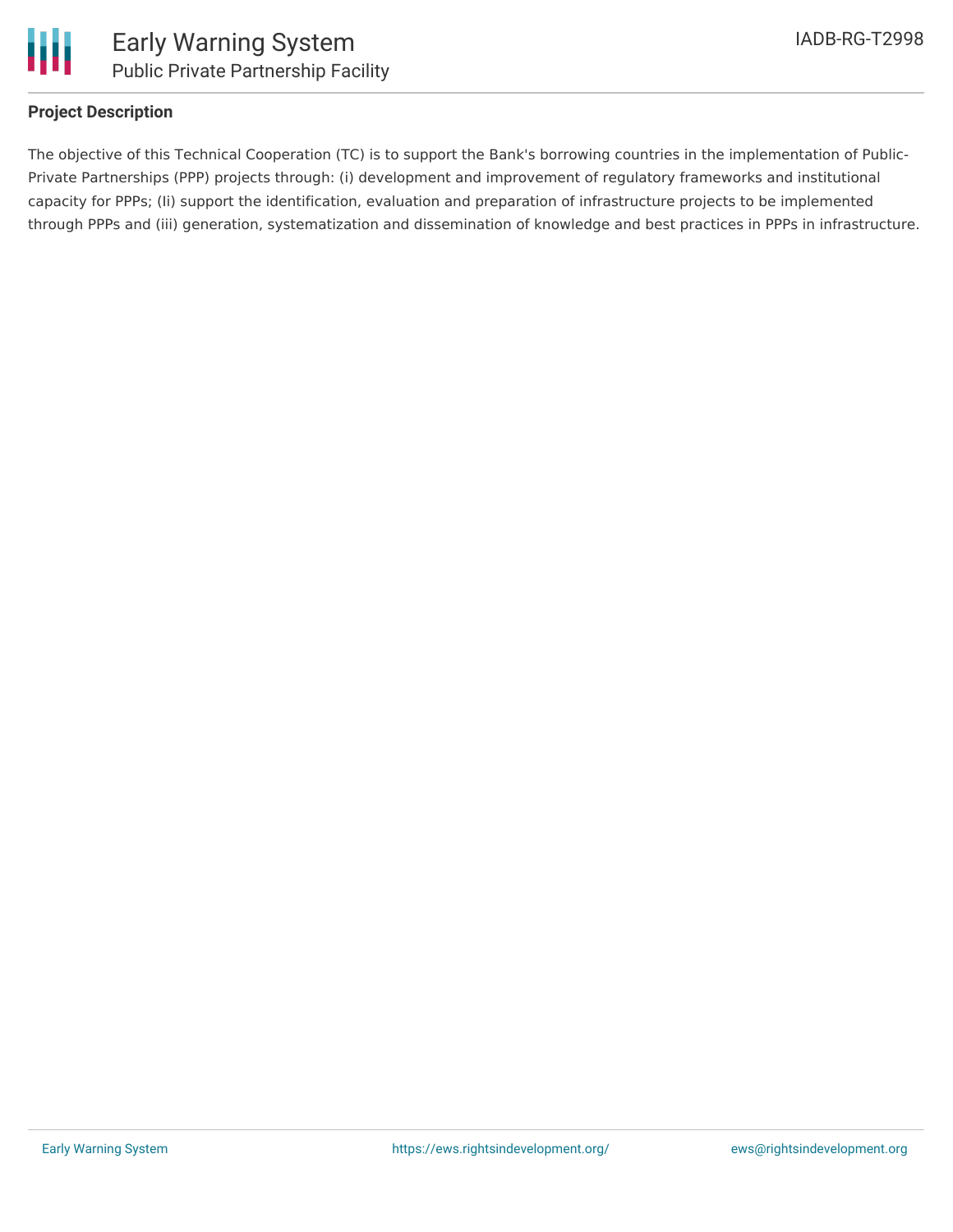**Project Description**

The objective of this Technical Cooperation (TC) is to support the Bank's borrowing countries in the implementation of Public-Private Partnerships (PPP) projects through: (i) development and improvement of regulatory frameworks and institutional capacity for PPPs; (Ii) support the identification, evaluation and preparation of infrastructure projects to be implemented through PPPs and (iii) generation, systematization and dissemination of knowledge and best practices in PPPs in infrastructure.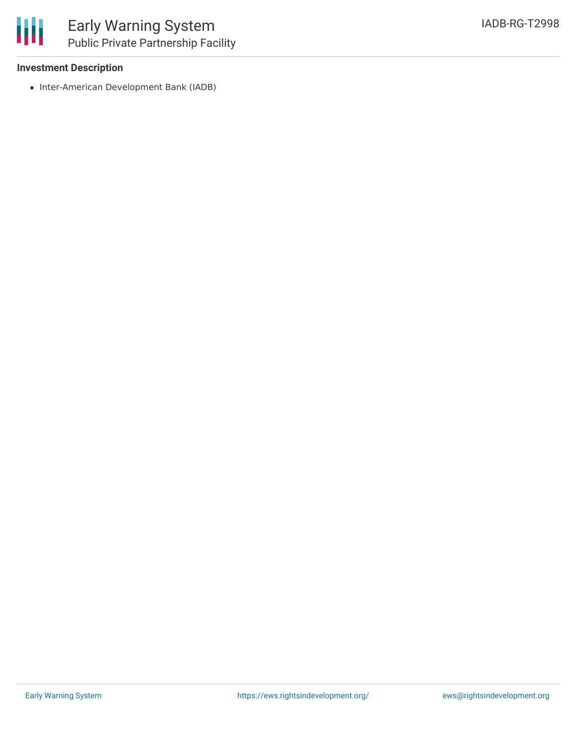**Investment Description**

- Inter-American Development Bank (IADB)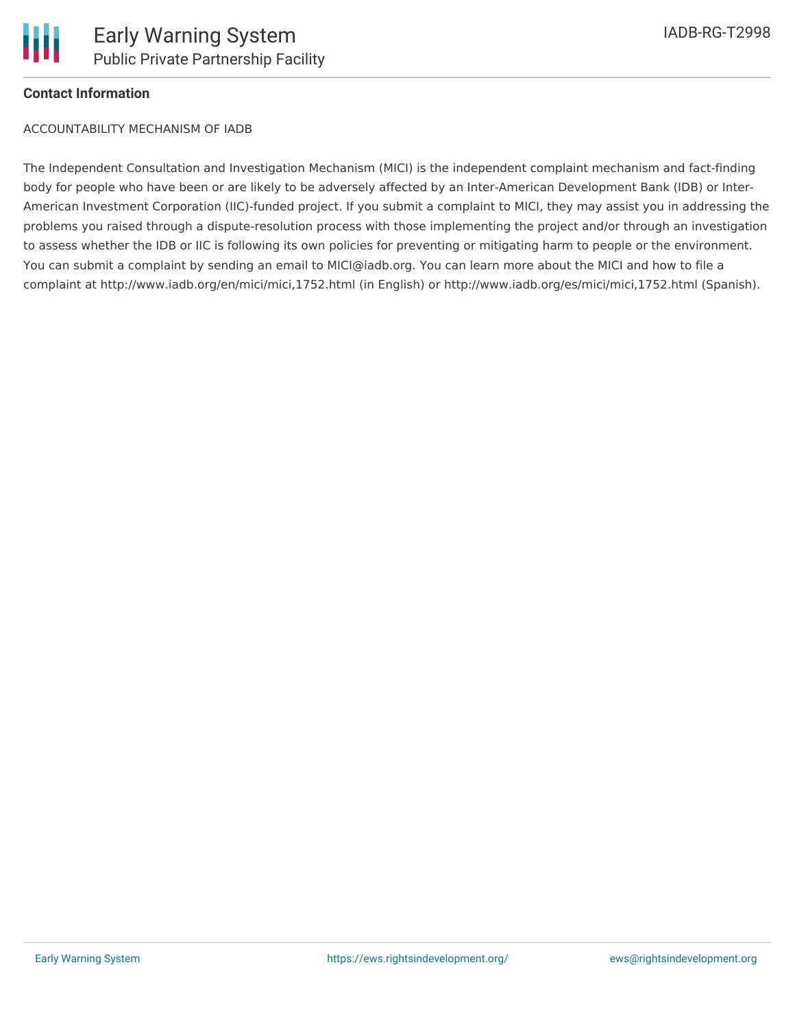**Contact Information**

ACCOUNTABILITY MECHANISM OF IADB

The Independent Consultation and Investigation Mechanism (MICI) is the independent complaint mechanism and fact-finding body for people who have been or are likely to be adversely affected by an Inter-American Development Bank (IDB) or Inter-American Investment Corporation (IIC)-funded project. If you submit a complaint to MICI, they may assist you in addressing the problems you raised through a dispute-resolution process with those implementing the project and/or through an investigation to assess whether the IDB or IIC is following its own policies for preventing or mitigating harm to people or the environment. You can submit a complaint by sending an email to MICI@iadb.org. You can learn more about the MICI and how to file a complaint at http://www.iadb.org/en/mici/mici,1752.html (in English) or http://www.iadb.org/es/mici/mici,1752.html (Spanish).